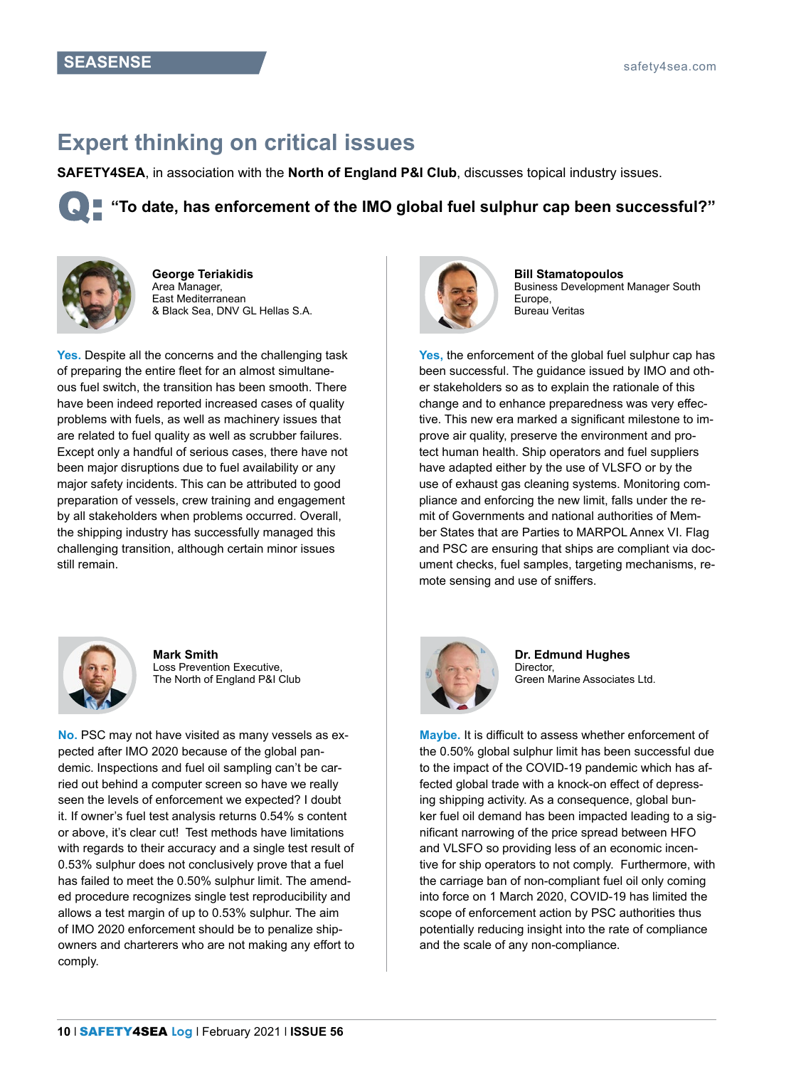SEASENSE

# Expert thinking on critical issues

**SAFETY4SEA**, in association with the **North of England P&I Club**, discusses topical industry issues.

## Q: "To date, has enforcement of the IMO global fuel sulphur cap been successful?"

**George Teriakidis**
Area Manager,
East Mediterranean
& Black Sea, DNV GL Hellas S.A.

**Yes.** Despite all the concerns and the challenging task of preparing the entire fleet for an almost simultaneous fuel switch, the transition has been smooth. There have been indeed reported increased cases of quality problems with fuels, as well as machinery issues that are related to fuel quality as well as scrubber failures. Except only a handful of serious cases, there have not been major disruptions due to fuel availability or any major safety incidents. This can be attributed to good preparation of vessels, crew training and engagement by all stakeholders when problems occurred. Overall, the shipping industry has successfully managed this challenging transition, although certain minor issues still remain.

**Bill Stamatopoulos**
Business Development Manager South Europe,
Bureau Veritas

**Yes,** the enforcement of the global fuel sulphur cap has been successful. The guidance issued by IMO and other stakeholders so as to explain the rationale of this change and to enhance preparedness was very effective. This new era marked a significant milestone to improve air quality, preserve the environment and protect human health. Ship operators and fuel suppliers have adapted either by the use of VLSFO or by the use of exhaust gas cleaning systems. Monitoring compliance and enforcing the new limit, falls under the remit of Governments and national authorities of Member States that are Parties to MARPOL Annex VI. Flag and PSC are ensuring that ships are compliant via document checks, fuel samples, targeting mechanisms, remote sensing and use of sniffers.

**Mark Smith**
Loss Prevention Executive,
The North of England P&I Club

**No.** PSC may not have visited as many vessels as expected after IMO 2020 because of the global pandemic. Inspections and fuel oil sampling can't be carried out behind a computer screen so have we really seen the levels of enforcement we expected? I doubt it. If owner's fuel test analysis returns 0.54% s content or above, it's clear cut! Test methods have limitations with regards to their accuracy and a single test result of 0.53% sulphur does not conclusively prove that a fuel has failed to meet the 0.50% sulphur limit. The amended procedure recognizes single test reproducibility and allows a test margin of up to 0.53% sulphur. The aim of IMO 2020 enforcement should be to penalize shipowners and charterers who are not making any effort to comply.

**Dr. Edmund Hughes**
Director,
Green Marine Associates Ltd.

**Maybe.** It is difficult to assess whether enforcement of the 0.50% global sulphur limit has been successful due to the impact of the COVID-19 pandemic which has affected global trade with a knock-on effect of depressing shipping activity. As a consequence, global bunker fuel oil demand has been impacted leading to a significant narrowing of the price spread between HFO and VLSFO so providing less of an economic incentive for ship operators to not comply. Furthermore, with the carriage ban of non-compliant fuel oil only coming into force on 1 March 2020, COVID-19 has limited the scope of enforcement action by PSC authorities thus potentially reducing insight into the rate of compliance and the scale of any non-compliance.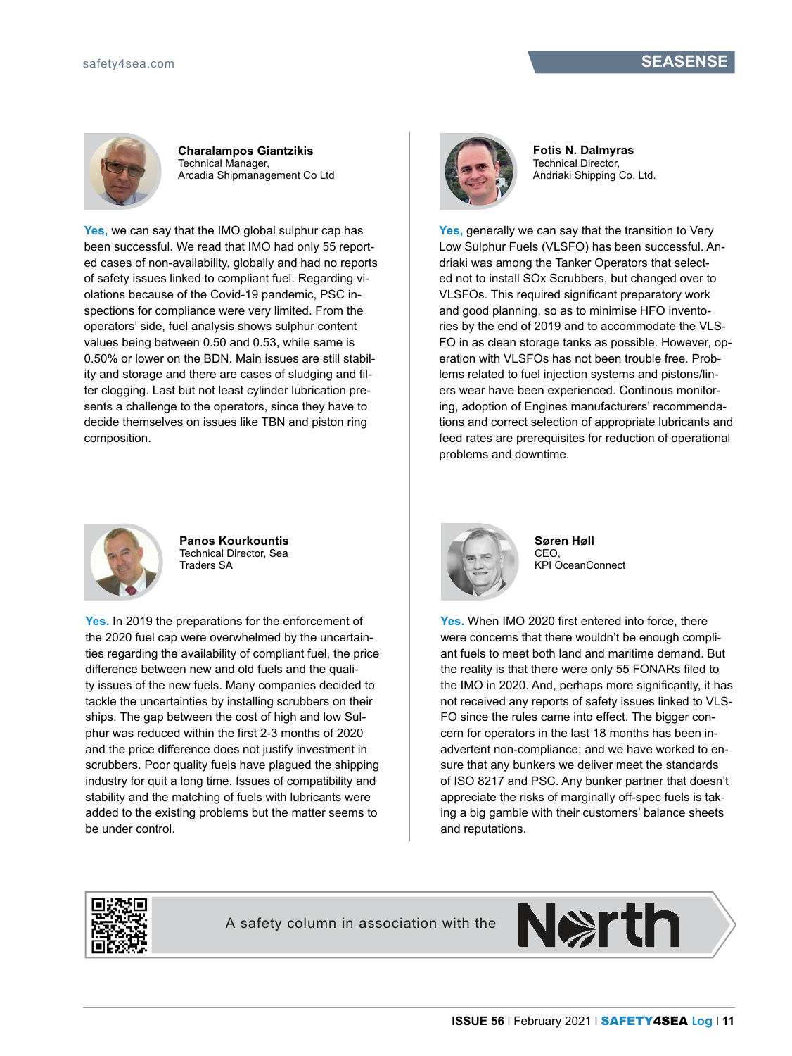**Charalampos Giantzikis**
Technical Manager,
Arcadia Shipmanagement Co Ltd

**Yes,** we can say that the IMO global sulphur cap has been successful. We read that IMO had only 55 reported cases of non-availability, globally and had no reports of safety issues linked to compliant fuel. Regarding violations because of the Covid-19 pandemic, PSC inspections for compliance were very limited. From the operators' side, fuel analysis shows sulphur content values being between 0.50 and 0.53, while same is 0.50% or lower on the BDN. Main issues are still stability and storage and there are cases of sludging and filter clogging. Last but not least cylinder lubrication presents a challenge to the operators, since they have to decide themselves on issues like TBN and piston ring composition.

**Panos Kourkountis**
Technical Director, Sea Traders SA

**Yes.** In 2019 the preparations for the enforcement of the 2020 fuel cap were overwhelmed by the uncertainties regarding the availability of compliant fuel, the price difference between new and old fuels and the quality issues of the new fuels. Many companies decided to tackle the uncertainties by installing scrubbers on their ships. The gap between the cost of high and low Sulphur was reduced within the first 2-3 months of 2020 and the price difference does not justify investment in scrubbers. Poor quality fuels have plagued the shipping industry for quit a long time. Issues of compatibility and stability and the matching of fuels with lubricants were added to the existing problems but the matter seems to be under control.

**Fotis N. Dalmyras**
Technical Director,
Andriaki Shipping Co. Ltd.

**Yes,** generally we can say that the transition to Very Low Sulphur Fuels (VLSFO) has been successful. Andriaki was among the Tanker Operators that selected not to install SOx Scrubbers, but changed over to VLSFOs. This required significant preparatory work and good planning, so as to minimise HFO inventories by the end of 2019 and to accommodate the VLSFO in as clean storage tanks as possible. However, operation with VLSFOs has not been trouble free. Problems related to fuel injection systems and pistons/liners wear have been experienced. Continous monitoring, adoption of Engines manufacturers' recommendations and correct selection of appropriate lubricants and feed rates are prerequisites for reduction of operational problems and downtime.

**Søren Høll**
CEO,
KPI OceanConnect

**Yes.** When IMO 2020 first entered into force, there were concerns that there wouldn't be enough compliant fuels to meet both land and maritime demand. But the reality is that there were only 55 FONARs filed to the IMO in 2020. And, perhaps more significantly, it has not received any reports of safety issues linked to VLSFO since the rules came into effect. The bigger concern for operators in the last 18 months has been inadvertent non-compliance; and we have worked to ensure that any bunkers we deliver meet the standards of ISO 8217 and PSC. Any bunker partner that doesn't appreciate the risks of marginally off-spec fuels is taking a big gamble with their customers' balance sheets and reputations.

A safety column in association with the North